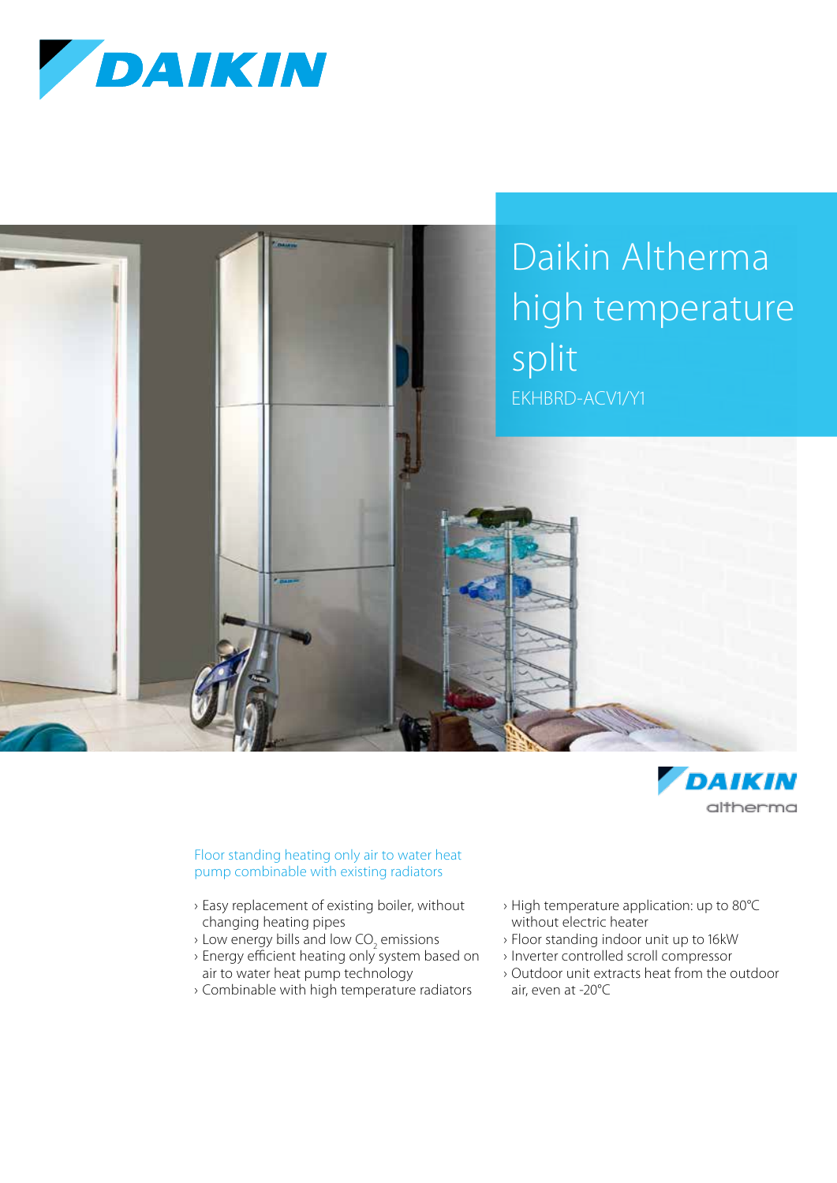# Daikin Altherma high temperature split

EKHBRD-ACV1/Y1

## Floor standing heating only air to water heat pump combinable with existing radiators

- Easy replacement of existing boiler, without changing heating pipes
- Low energy bills and low $CO_2$ emissions
- Energy efficient heating only system based on air to water heat pump technology
- Combinable with high temperature radiators
- High temperature application: up to 80°C without electric heater
- Floor standing indoor unit up to 16kW
- Inverter controlled scroll compressor
- Outdoor unit extracts heat from the outdoor air, even at -20°C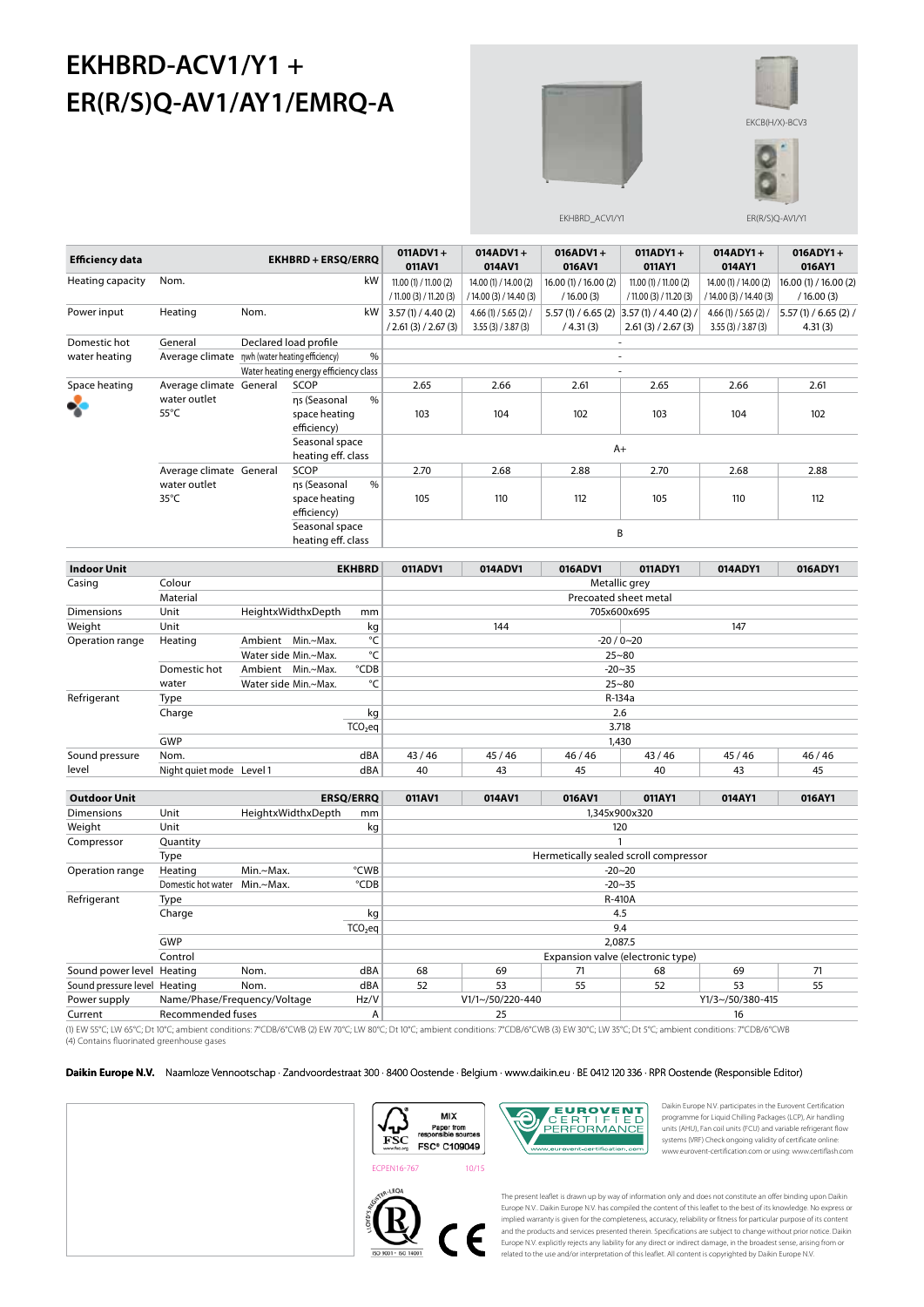# EKHBRD-ACV1/Y1 + ER(R/S)Q-AV1/AY1/EMRQ-A

EKCB(H/X)-BCV3

EKHBRD_ACV1/Y1

ER(R/S)Q-AV1/Y1

| Efficiency data | | | EKHBRD + ERSQ/ERRQ | | 011ADV1 + 011AV1 | 014ADV1 + 014AV1 | 016ADV1 + 016AV1 | 011ADY1 + 011AY1 | 014ADY1 + 014AY1 | 016ADY1 + 016AY1 |
|---|---|---|---|---|---|---|---|---|---|---|
| Heating capacity | Nom. | | | kW | 11.00 (1) / 11.00 (2) / 11.00 (3) / 11.20 (3) | 14.00 (1) / 14.00 (2) / 14.00 (3) / 14.40 (3) | 16.00 (1) / 16.00 (2) / 16.00 (3) | 11.00 (1) / 11.00 (2) / 11.00 (3) / 11.20 (3) | 14.00 (1) / 14.00 (2) / 14.00 (3) / 14.40 (3) | 16.00 (1) / 16.00 (2) / 16.00 (3) |
| Power input | Heating | Nom. | | kW | 3.57 (1) / 4.40 (2) / 2.61 (3) / 2.67 (3) | 4.66 (1) / 5.65 (2) / 3.55 (3) / 3.87 (3) | 5.57 (1) / 6.65 (2) / 4.31 (3) | 3.57 (1) / 4.40 (2) / 2.61 (3) / 2.67 (3) | 4.66 (1) / 5.65 (2) / 3.55 (3) / 3.87 (3) | 5.57 (1) / 6.65 (2) / 4.31 (3) |
| Domestic hot water heating | General | Declared load profile | | | - | | | | | |
| | Average climate | ηwh (water heating efficiency) | | % | - | | | | | |
| | | Water heating energy efficiency class | | | - | | | | | |
| Space heating | Average climate water outlet 55°C | General | SCOP | | 2.65 | 2.66 | 2.61 | 2.65 | 2.66 | 2.61 |
| | | | ηs (Seasonal space heating efficiency) | % | 103 | 104 | 102 | 103 | 104 | 102 |
| | | | Seasonal space heating eff. class | | A+ | | | | | |
| | Average climate water outlet 35°C | General | SCOP | | 2.70 | 2.68 | 2.88 | 2.70 | 2.68 | 2.88 |
| | | | ηs (Seasonal space heating efficiency) | % | 105 | 110 | 112 | 105 | 110 | 112 |
| | | | Seasonal space heating eff. class | | B | | | | | |

| Indoor Unit | | | | EKHBRD | 011ADV1 | 014ADV1 | 016ADV1 | 011ADY1 | 014ADY1 | 016ADY1 |
|---|---|---|---|---|---|---|---|---|---|---|
| Casing | Colour | | | | Metallic grey | | | | | |
| | Material | | | | Precoated sheet metal | | | | | |
| Dimensions | Unit | HeightxWidthxDepth | | mm | 705x600x695 | | | | | |
| Weight | Unit | | | kg | 144 | | | 147 | | |
| Operation range | Heating | Ambient | Min.~Max. | °C | -20 / 0~20 | | | | | |
| | | Water side | Min.~Max. | °C | 25~80 | | | | | |
| | Domestic hot water | Ambient | Min.~Max. | °CDB | -20~35 | | | | | |
| | | Water side | Min.~Max. | °C | 25~80 | | | | | |
| Refrigerant | Type | | | | R-134a | | | | | |
| | Charge | | | kg | 2.6 | | | | | |
| | | | | $TCO_2eq$ | 3.718 | | | | | |
| | GWP | | | | 1,430 | | | | | |
| Sound pressure level | Nom. | | | dBA | 43 / 46 | 45 / 46 | 46 / 46 | 43 / 46 | 45 / 46 | 46 / 46 |
| | Night quiet mode | Level 1 | | dBA | 40 | 43 | 45 | 40 | 43 | 45 |

| Outdoor Unit | | | ERSQ/ERRQ | 011AV1 | 014AV1 | 016AV1 | 011AY1 | 014AY1 | 016AY1 |
|---|---|---|---|---|---|---|---|---|---|
| Dimensions | Unit | HeightxWidthxDepth | mm | 1,345x900x320 | | | | | |
| Weight | Unit | | kg | 120 | | | | | |
| Compressor | Quantity | | | 1 | | | | | |
| | Type | | | Hermetically sealed scroll compressor | | | | | |
| Operation range | Heating | Min.~Max. | °CWB | -20~20 | | | | | |
| | Domestic hot water | Min.~Max. | °CDB | -20~35 | | | | | |
| Refrigerant | Type | | | R-410A | | | | | |
| | Charge | | kg | 4.5 | | | | | |
| | | | $TCO_2eq$ | 9.4 | | | | | |
| | GWP | | | 2,087.5 | | | | | |
| | Control | | | Expansion valve (electronic type) | | | | | |
| Sound power level | Heating | Nom. | dBA | 68 | 69 | 71 | 68 | 69 | 71 |
| Sound pressure level | Heating | Nom. | dBA | 52 | 53 | 55 | 52 | 53 | 55 |
| Power supply | Name/Phase/Frequency/Voltage | | Hz/V | V1/1~/50/220-440 | | | Y1/3~/50/380-415 | | |
| Current | Recommended fuses | | A | 25 | | | 16 | | |

(1) EW 55°C; LW 65°C; Dt 10°C; ambient conditions: 7°CDB/6°CWB (2) EW 70°C; LW 80°C; Dt 10°C; ambient conditions: 7°CDB/6°CWB (3) EW 30°C; LW 35°C; Dt 5°C; ambient conditions: 7°CDB/6°CWB
(4) Contains fluorinated greenhouse gases

**Daikin Europe N.V.** Naamloze Vennootschap · Zandvoordestraat 300 · 8400 Oostende · Belgium · www.daikin.eu · BE 0412 120 336 · RPR Oostende (Responsible Editor)

MIX Paper from responsible sources FSC® C109049

ECPEN16-767 10/15

Daikin Europe N.V. participates in the Eurovent Certification programme for Liquid Chilling Packages (LCP), Air handling units (AHU), Fan coil units (FCU) and variable refrigerant flow systems (VRF) Check ongoing validity of certificate online: www.eurovent-certification.com or using: www.certiflash.com

The present leaflet is drawn up by way of information only and does not constitute an offer binding upon Daikin Europe N.V.. Daikin Europe N.V. has compiled the content of this leaflet to the best of its knowledge. No express or implied warranty is given for the completeness, accuracy, reliability or fitness for particular purpose of its content and the products and services presented therein. Specifications are subject to change without prior notice. Daikin Europe N.V. explicitly rejects any liability for any direct or indirect damage, in the broadest sense, arising from or related to the use and/or interpretation of this leaflet. All content is copyrighted by Daikin Europe N.V.